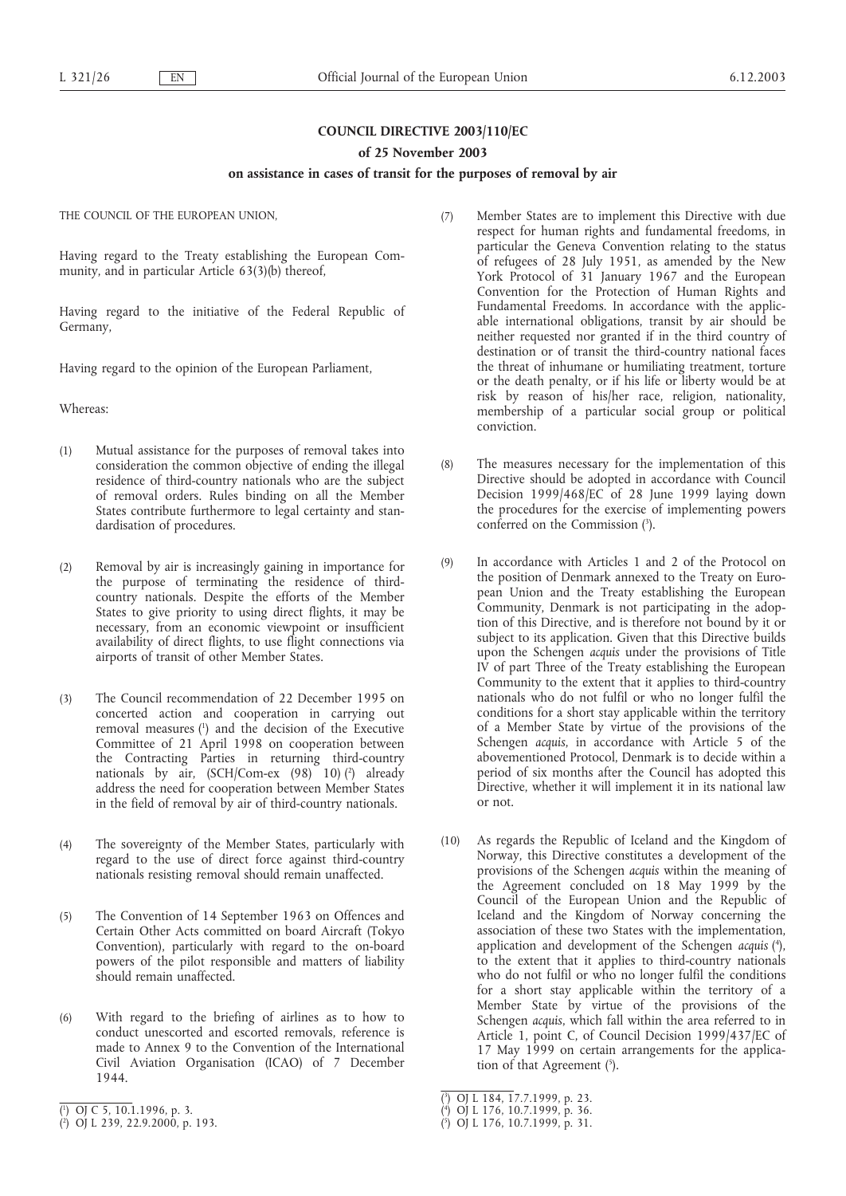# COUNCIL DIRECTIVE 2003/110/EC

## of 25 November 2003

## on assistance in cases of transit for the purposes of removal by air

THE COUNCIL OF THE EUROPEAN UNION,

Having regard to the Treaty establishing the European Community, and in particular Article 63(3)(b) thereof,

Having regard to the initiative of the Federal Republic of Germany,

Having regard to the opinion of the European Parliament,

Whereas:

(1) Mutual assistance for the purposes of removal takes into consideration the common objective of ending the illegal residence of third-country nationals who are the subject of removal orders. Rules binding on all the Member States contribute furthermore to legal certainty and standardisation of procedures.

(2) Removal by air is increasingly gaining in importance for the purpose of terminating the residence of third-country nationals. Despite the efforts of the Member States to give priority to using direct flights, it may be necessary, from an economic viewpoint or insufficient availability of direct flights, to use flight connections via airports of transit of other Member States.

(3) The Council recommendation of 22 December 1995 on concerted action and cooperation in carrying out removal measures [1] and the decision of the Executive Committee of 21 April 1998 on cooperation between the Contracting Parties in returning third-country nationals by air, (SCH/Com-ex (98) 10) [2] already address the need for cooperation between Member States in the field of removal by air of third-country nationals.

(4) The sovereignty of the Member States, particularly with regard to the use of direct force against third-country nationals resisting removal should remain unaffected.

(5) The Convention of 14 September 1963 on Offences and Certain Other Acts committed on board Aircraft (Tokyo Convention), particularly with regard to the on-board powers of the pilot responsible and matters of liability should remain unaffected.

(6) With regard to the briefing of airlines as to how to conduct unescorted and escorted removals, reference is made to Annex 9 to the Convention of the International Civil Aviation Organisation (ICAO) of 7 December 1944.

(7) Member States are to implement this Directive with due respect for human rights and fundamental freedoms, in particular the Geneva Convention relating to the status of refugees of 28 July 1951, as amended by the New York Protocol of 31 January 1967 and the European Convention for the Protection of Human Rights and Fundamental Freedoms. In accordance with the applicable international obligations, transit by air should be neither requested nor granted if in the third country of destination or of transit the third-country national faces the threat of inhumane or humiliating treatment, torture or the death penalty, or if his life or liberty would be at risk by reason of his/her race, religion, nationality, membership of a particular social group or political conviction.

(8) The measures necessary for the implementation of this Directive should be adopted in accordance with Council Decision 1999/468/EC of 28 June 1999 laying down the procedures for the exercise of implementing powers conferred on the Commission [3].

(9) In accordance with Articles 1 and 2 of the Protocol on the position of Denmark annexed to the Treaty on European Union and the Treaty establishing the European Community, Denmark is not participating in the adoption of this Directive, and is therefore not bound by it or subject to its application. Given that this Directive builds upon the Schengen *acquis* under the provisions of Title IV of part Three of the Treaty establishing the European Community to the extent that it applies to third-country nationals who do not fulfil or who no longer fulfil the conditions for a short stay applicable within the territory of a Member State by virtue of the provisions of the Schengen *acquis*, in accordance with Article 5 of the abovementioned Protocol, Denmark is to decide within a period of six months after the Council has adopted this Directive, whether it will implement it in its national law or not.

(10) As regards the Republic of Iceland and the Kingdom of Norway, this Directive constitutes a development of the provisions of the Schengen *acquis* within the meaning of the Agreement concluded on 18 May 1999 by the Council of the European Union and the Republic of Iceland and the Kingdom of Norway concerning the association of these two States with the implementation, application and development of the Schengen *acquis* [4], to the extent that it applies to third-country nationals who do not fulfil or who no longer fulfil the conditions for a short stay applicable within the territory of a Member State by virtue of the provisions of the Schengen *acquis*, which fall within the area referred to in Article 1, point C, of Council Decision 1999/437/EC of 17 May 1999 on certain arrangements for the application of that Agreement [5].

---

[1] OJ C 5, 10.1.1996, p. 3.
[2] OJ L 239, 22.9.2000, p. 193.
[3] OJ L 184, 17.7.1999, p. 23.
[4] OJ L 176, 10.7.1999, p. 36.
[5] OJ L 176, 10.7.1999, p. 31.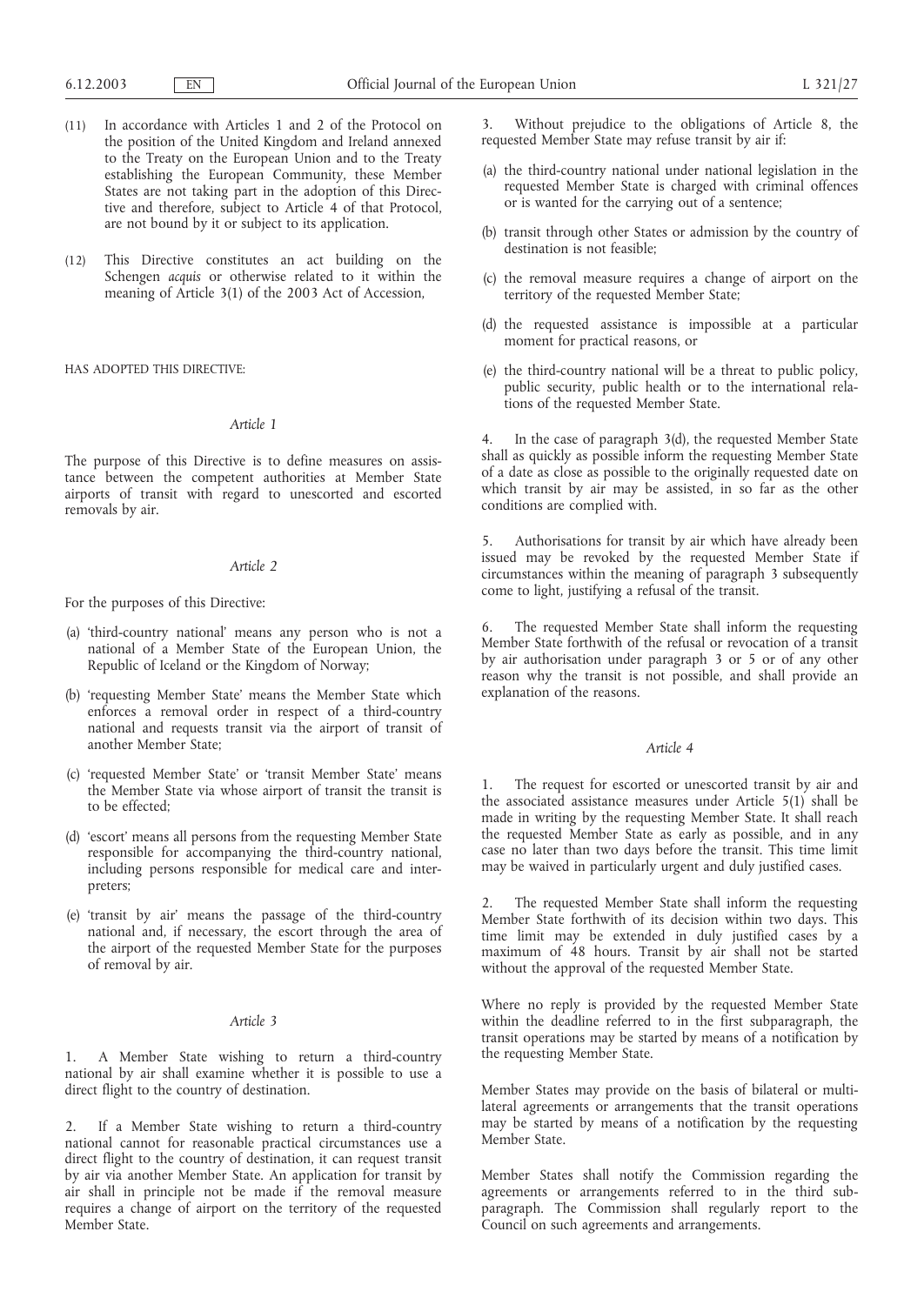(11) In accordance with Articles 1 and 2 of the Protocol on the position of the United Kingdom and Ireland annexed to the Treaty on the European Union and to the Treaty establishing the European Community, these Member States are not taking part in the adoption of this Directive and therefore, subject to Article 4 of that Protocol, are not bound by it or subject to its application.

(12) This Directive constitutes an act building on the Schengen *acquis* or otherwise related to it within the meaning of Article 3(1) of the 2003 Act of Accession,

HAS ADOPTED THIS DIRECTIVE:

*Article 1*

The purpose of this Directive is to define measures on assistance between the competent authorities at Member State airports of transit with regard to unescorted and escorted removals by air.

*Article 2*

For the purposes of this Directive:

(a) 'third-country national' means any person who is not a national of a Member State of the European Union, the Republic of Iceland or the Kingdom of Norway;

(b) 'requesting Member State' means the Member State which enforces a removal order in respect of a third-country national and requests transit via the airport of transit of another Member State;

(c) 'requested Member State' or 'transit Member State' means the Member State via whose airport of transit the transit is to be effected;

(d) 'escort' means all persons from the requesting Member State responsible for accompanying the third-country national, including persons responsible for medical care and interpreters;

(e) 'transit by air' means the passage of the third-country national and, if necessary, the escort through the area of the airport of the requested Member State for the purposes of removal by air.

*Article 3*

1. A Member State wishing to return a third-country national by air shall examine whether it is possible to use a direct flight to the country of destination.

2. If a Member State wishing to return a third-country national cannot for reasonable practical circumstances use a direct flight to the country of destination, it can request transit by air via another Member State. An application for transit by air shall in principle not be made if the removal measure requires a change of airport on the territory of the requested Member State.

3. Without prejudice to the obligations of Article 8, the requested Member State may refuse transit by air if:

(a) the third-country national under national legislation in the requested Member State is charged with criminal offences or is wanted for the carrying out of a sentence;

(b) transit through other States or admission by the country of destination is not feasible;

(c) the removal measure requires a change of airport on the territory of the requested Member State;

(d) the requested assistance is impossible at a particular moment for practical reasons, or

(e) the third-country national will be a threat to public policy, public security, public health or to the international relations of the requested Member State.

4. In the case of paragraph 3(d), the requested Member State shall as quickly as possible inform the requesting Member State of a date as close as possible to the originally requested date on which transit by air may be assisted, in so far as the other conditions are complied with.

5. Authorisations for transit by air which have already been issued may be revoked by the requested Member State if circumstances within the meaning of paragraph 3 subsequently come to light, justifying a refusal of the transit.

6. The requested Member State shall inform the requesting Member State forthwith of the refusal or revocation of a transit by air authorisation under paragraph 3 or 5 or of any other reason why the transit is not possible, and shall provide an explanation of the reasons.

*Article 4*

1. The request for escorted or unescorted transit by air and the associated assistance measures under Article 5(1) shall be made in writing by the requesting Member State. It shall reach the requested Member State as early as possible, and in any case no later than two days before the transit. This time limit may be waived in particularly urgent and duly justified cases.

2. The requested Member State shall inform the requesting Member State forthwith of its decision within two days. This time limit may be extended in duly justified cases by a maximum of 48 hours. Transit by air shall not be started without the approval of the requested Member State.

Where no reply is provided by the requested Member State within the deadline referred to in the first subparagraph, the transit operations may be started by means of a notification by the requesting Member State.

Member States may provide on the basis of bilateral or multilateral agreements or arrangements that the transit operations may be started by means of a notification by the requesting Member State.

Member States shall notify the Commission regarding the agreements or arrangements referred to in the third subparagraph. The Commission shall regularly report to the Council on such agreements and arrangements.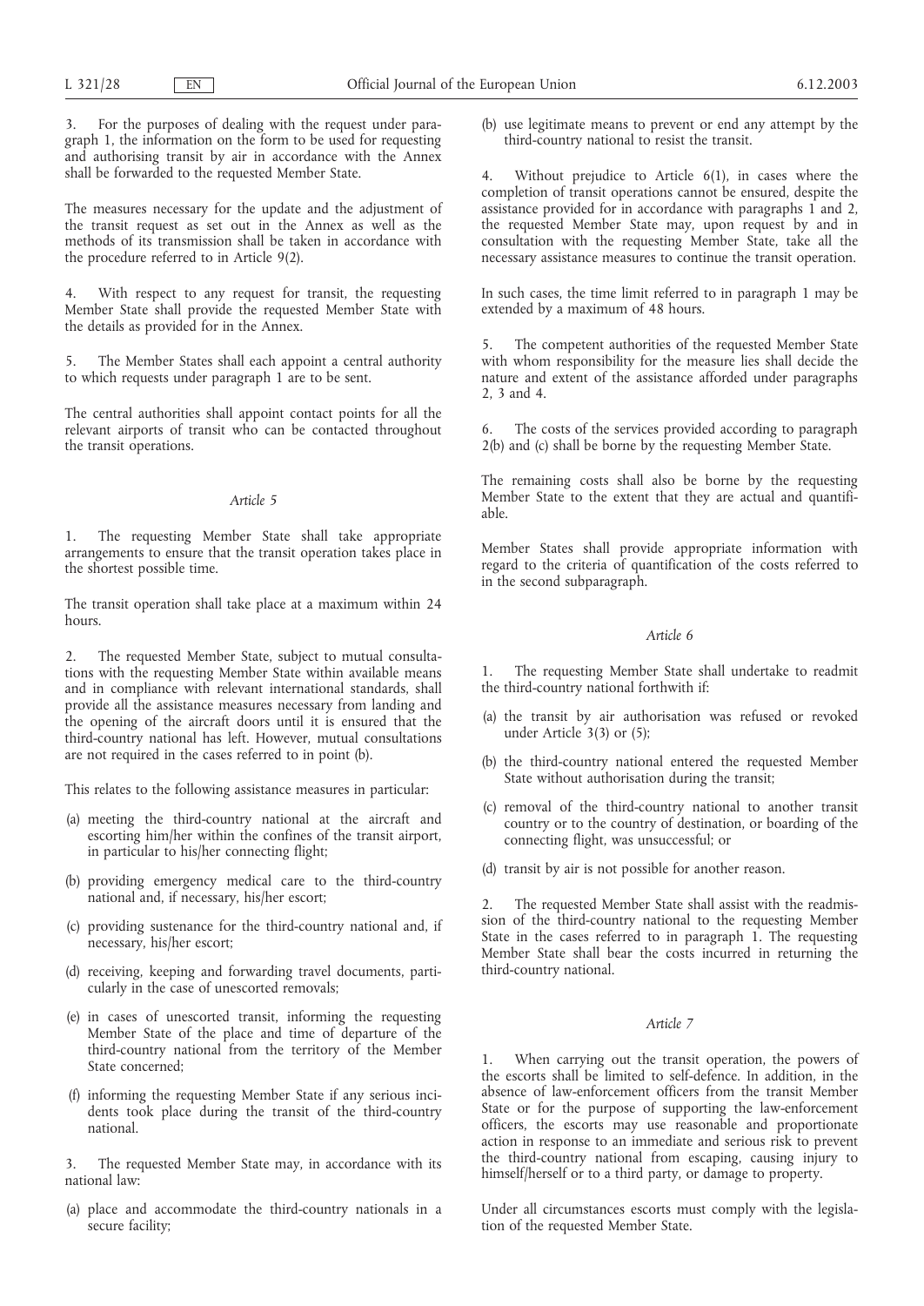3. For the purposes of dealing with the request under paragraph 1, the information on the form to be used for requesting and authorising transit by air in accordance with the Annex shall be forwarded to the requested Member State.

The measures necessary for the update and the adjustment of the transit request as set out in the Annex as well as the methods of its transmission shall be taken in accordance with the procedure referred to in Article 9(2).

4. With respect to any request for transit, the requesting Member State shall provide the requested Member State with the details as provided for in the Annex.

5. The Member States shall each appoint a central authority to which requests under paragraph 1 are to be sent.

The central authorities shall appoint contact points for all the relevant airports of transit who can be contacted throughout the transit operations.

*Article 5*

1. The requesting Member State shall take appropriate arrangements to ensure that the transit operation takes place in the shortest possible time.

The transit operation shall take place at a maximum within 24 hours.

2. The requested Member State, subject to mutual consultations with the requesting Member State within available means and in compliance with relevant international standards, shall provide all the assistance measures necessary from landing and the opening of the aircraft doors until it is ensured that the third-country national has left. However, mutual consultations are not required in the cases referred to in point (b).

This relates to the following assistance measures in particular:

(a) meeting the third-country national at the aircraft and escorting him/her within the confines of the transit airport, in particular to his/her connecting flight;

(b) providing emergency medical care to the third-country national and, if necessary, his/her escort;

(c) providing sustenance for the third-country national and, if necessary, his/her escort;

(d) receiving, keeping and forwarding travel documents, particularly in the case of unescorted removals;

(e) in cases of unescorted transit, informing the requesting Member State of the place and time of departure of the third-country national from the territory of the Member State concerned;

(f) informing the requesting Member State if any serious incidents took place during the transit of the third-country national.

3. The requested Member State may, in accordance with its national law:

(a) place and accommodate the third-country nationals in a secure facility;

(b) use legitimate means to prevent or end any attempt by the third-country national to resist the transit.

4. Without prejudice to Article 6(1), in cases where the completion of transit operations cannot be ensured, despite the assistance provided for in accordance with paragraphs 1 and 2, the requested Member State may, upon request by and in consultation with the requesting Member State, take all the necessary assistance measures to continue the transit operation.

In such cases, the time limit referred to in paragraph 1 may be extended by a maximum of 48 hours.

5. The competent authorities of the requested Member State with whom responsibility for the measure lies shall decide the nature and extent of the assistance afforded under paragraphs 2, 3 and 4.

6. The costs of the services provided according to paragraph 2(b) and (c) shall be borne by the requesting Member State.

The remaining costs shall also be borne by the requesting Member State to the extent that they are actual and quantifiable.

Member States shall provide appropriate information with regard to the criteria of quantification of the costs referred to in the second subparagraph.

*Article 6*

1. The requesting Member State shall undertake to readmit the third-country national forthwith if:

(a) the transit by air authorisation was refused or revoked under Article 3(3) or (5);

(b) the third-country national entered the requested Member State without authorisation during the transit;

(c) removal of the third-country national to another transit country or to the country of destination, or boarding of the connecting flight, was unsuccessful; or

(d) transit by air is not possible for another reason.

2. The requested Member State shall assist with the readmission of the third-country national to the requesting Member State in the cases referred to in paragraph 1. The requesting Member State shall bear the costs incurred in returning the third-country national.

*Article 7*

1. When carrying out the transit operation, the powers of the escorts shall be limited to self-defence. In addition, in the absence of law-enforcement officers from the transit Member State or for the purpose of supporting the law-enforcement officers, the escorts may use reasonable and proportionate action in response to an immediate and serious risk to prevent the third-country national from escaping, causing injury to himself/herself or to a third party, or damage to property.

Under all circumstances escorts must comply with the legislation of the requested Member State.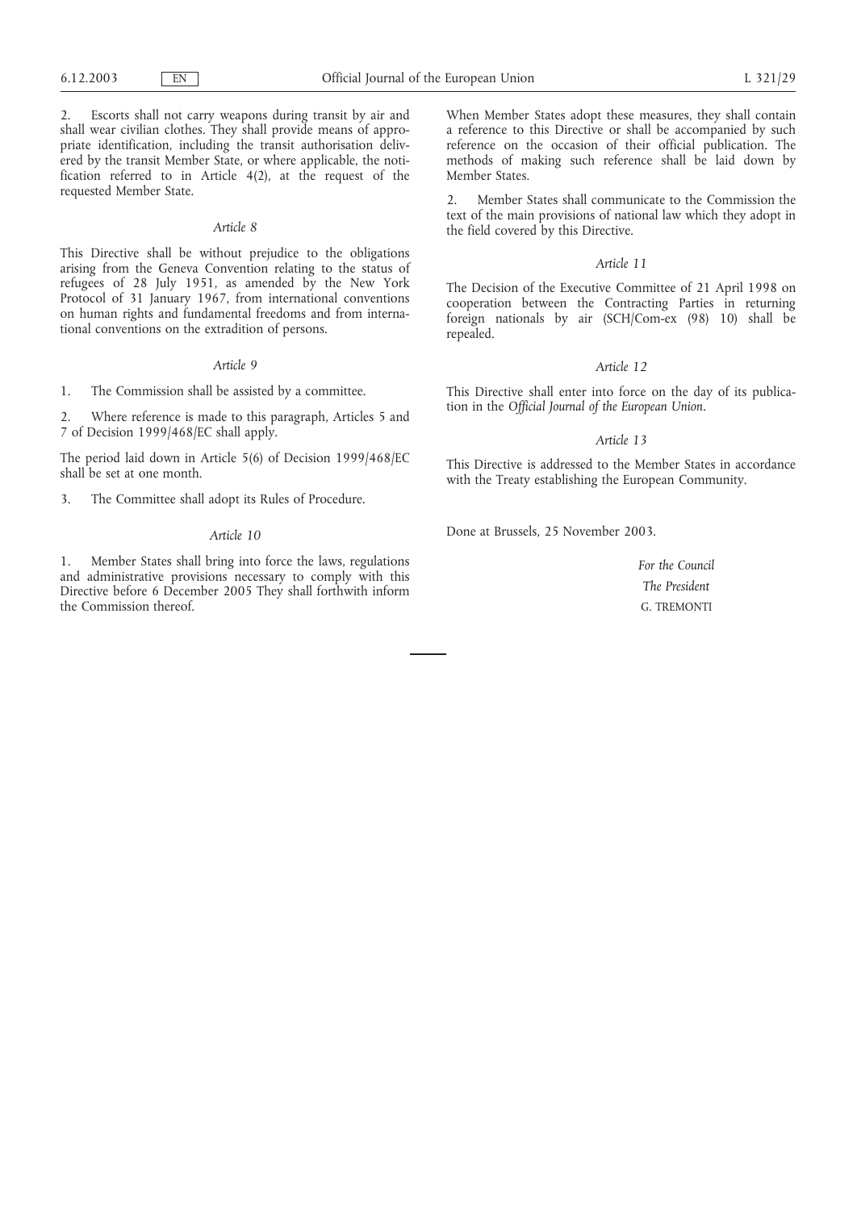2. Escorts shall not carry weapons during transit by air and shall wear civilian clothes. They shall provide means of appropriate identification, including the transit authorisation delivered by the transit Member State, or where applicable, the notification referred to in Article 4(2), at the request of the requested Member State.

*Article 8*

This Directive shall be without prejudice to the obligations arising from the Geneva Convention relating to the status of refugees of 28 July 1951, as amended by the New York Protocol of 31 January 1967, from international conventions on human rights and fundamental freedoms and from international conventions on the extradition of persons.

*Article 9*

1. The Commission shall be assisted by a committee.

2. Where reference is made to this paragraph, Articles 5 and 7 of Decision 1999/468/EC shall apply.

The period laid down in Article 5(6) of Decision 1999/468/EC shall be set at one month.

3. The Committee shall adopt its Rules of Procedure.

*Article 10*

1. Member States shall bring into force the laws, regulations and administrative provisions necessary to comply with this Directive before 6 December 2005 They shall forthwith inform the Commission thereof.

When Member States adopt these measures, they shall contain a reference to this Directive or shall be accompanied by such reference on the occasion of their official publication. The methods of making such reference shall be laid down by Member States.

2. Member States shall communicate to the Commission the text of the main provisions of national law which they adopt in the field covered by this Directive.

*Article 11*

The Decision of the Executive Committee of 21 April 1998 on cooperation between the Contracting Parties in returning foreign nationals by air (SCH/Com-ex (98) 10) shall be repealed.

*Article 12*

This Directive shall enter into force on the day of its publication in the *Official Journal of the European Union*.

*Article 13*

This Directive is addressed to the Member States in accordance with the Treaty establishing the European Community.

Done at Brussels, 25 November 2003.

*For the Council*

*The President*

G. TREMONTI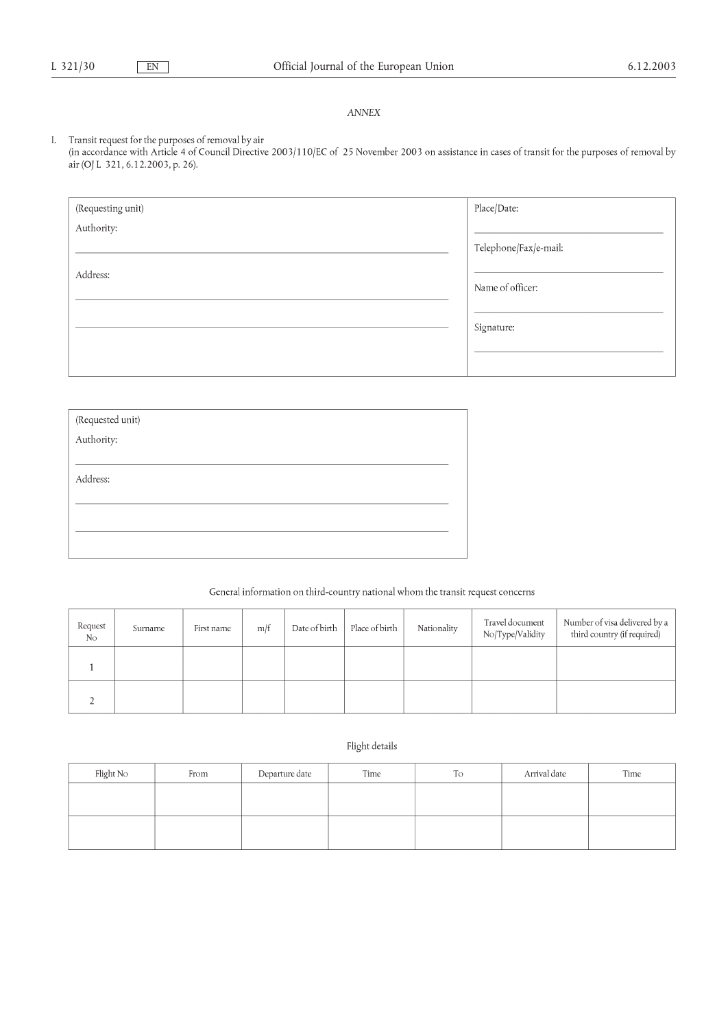*ANNEX*

I. Transit request for the purposes of removal by air
(in accordance with Article 4 of Council Directive 2003/110/EC of 25 November 2003 on assistance in cases of transit for the purposes of removal by air (OJ L 321, 6.12.2003, p. 26).

| (Requesting unit)<br>Authority:<br>\_\_\_\_\_\_\_\_\_\_<br>Address:<br>\_\_\_\_\_\_\_\_\_\_<br>\_\_\_\_\_\_\_\_\_\_ | Place/Date:<br>\_\_\_\_\_\_\_\_\_\_<br>Telephone/Fax/e-mail:<br>\_\_\_\_\_\_\_\_\_\_<br>Name of officer:<br>\_\_\_\_\_\_\_\_\_\_<br>Signature:<br>\_\_\_\_\_\_\_\_\_\_ |
|---|---|

| (Requested unit)<br>Authority:<br>\_\_\_\_\_\_\_\_\_\_<br>Address:<br>\_\_\_\_\_\_\_\_\_\_<br>\_\_\_\_\_\_\_\_\_\_ |
|---|

General information on third-country national whom the transit request concerns

| Request No | Surname | First name | m/f | Date of birth | Place of birth | Nationality | Travel document No/Type/Validity | Number of visa delivered by a third country (if required) |
|---|---|---|---|---|---|---|---|---|
| 1 | | | | | | | | |
| 2 | | | | | | | | |

Flight details

| Flight No | From | Departure date | Time | To | Arrival date | Time |
|---|---|---|---|---|---|---|
| | | | | | | |
| | | | | | | |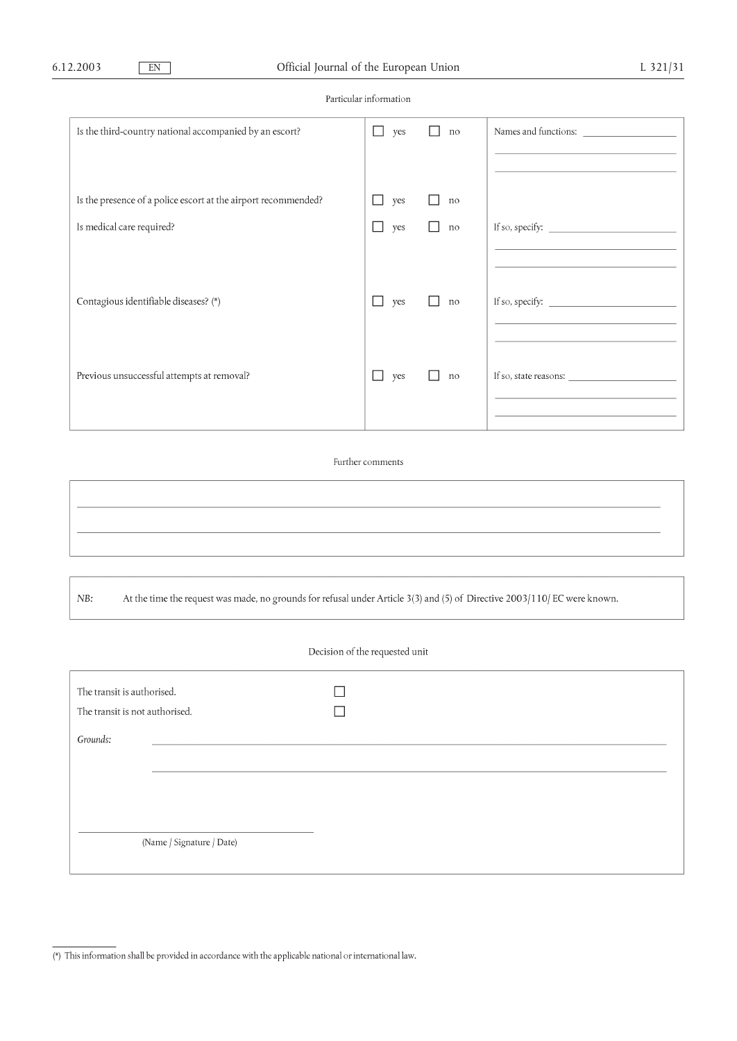Particular information

| | | |
|---|---|---|
| Is the third-country national accompanied by an escort? | ☐ yes ☐ no | Names and functions: ___ |
| Is the presence of a police escort at the airport recommended? | ☐ yes ☐ no | |
| Is medical care required? | ☐ yes ☐ no | If so, specify: ___ |
| Contagious identifiable diseases? (*) | ☐ yes ☐ no | If so, specify: ___ |
| Previous unsuccessful attempts at removal? | ☐ yes ☐ no | If so, state reasons: ___ |

Further comments

___

___

*NB:* At the time the request was made, no grounds for refusal under Article 3(3) and (5) of Directive 2003/110/EC were known.

Decision of the requested unit

The transit is authorised. ☐

The transit is not authorised. ☐

*Grounds:* ___

___

___

(Name / Signature / Date)

(*) This information shall be provided in accordance with the applicable national or international law.